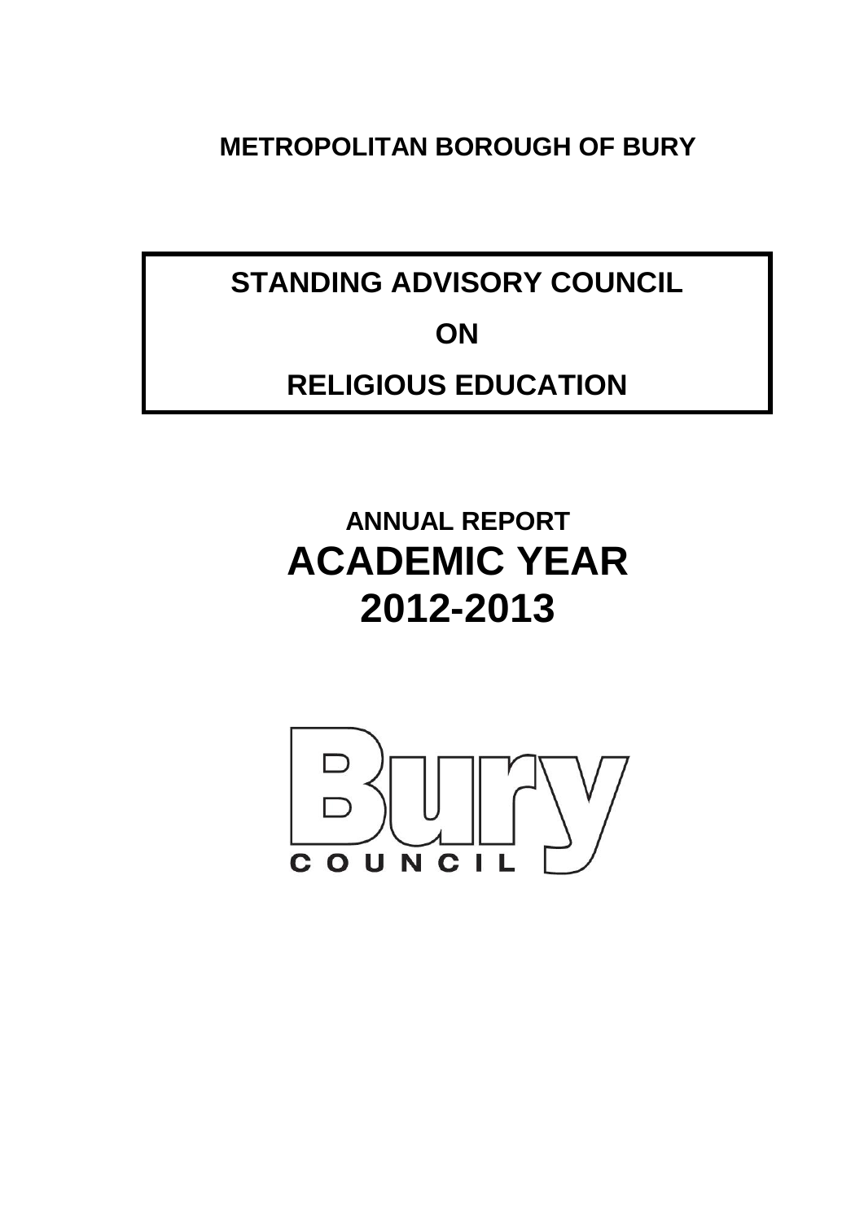**METROPOLITAN BOROUGH OF BURY**

# STANDING ADVISORY COUNCIL ON RELIGIOUS EDUCATION

## ANNUAL REPORT

# ACADEMIC YEAR 2012-2013

Bury COUNCIL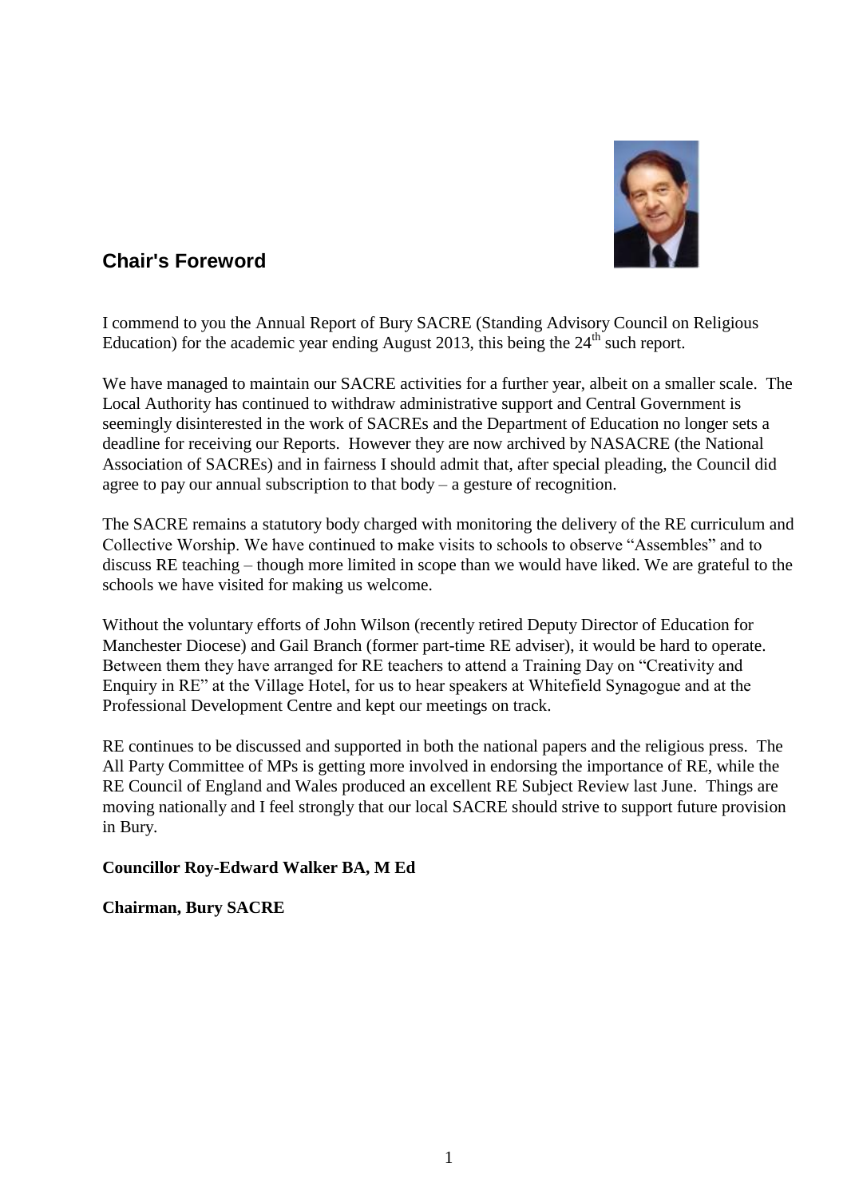## Chair's Foreword

I commend to you the Annual Report of Bury SACRE (Standing Advisory Council on Religious Education) for the academic year ending August 2013, this being the 24th such report.

We have managed to maintain our SACRE activities for a further year, albeit on a smaller scale. The Local Authority has continued to withdraw administrative support and Central Government is seemingly disinterested in the work of SACREs and the Department of Education no longer sets a deadline for receiving our Reports. However they are now archived by NASACRE (the National Association of SACREs) and in fairness I should admit that, after special pleading, the Council did agree to pay our annual subscription to that body – a gesture of recognition.

The SACRE remains a statutory body charged with monitoring the delivery of the RE curriculum and Collective Worship. We have continued to make visits to schools to observe "Assembles" and to discuss RE teaching – though more limited in scope than we would have liked. We are grateful to the schools we have visited for making us welcome.

Without the voluntary efforts of John Wilson (recently retired Deputy Director of Education for Manchester Diocese) and Gail Branch (former part-time RE adviser), it would be hard to operate. Between them they have arranged for RE teachers to attend a Training Day on "Creativity and Enquiry in RE" at the Village Hotel, for us to hear speakers at Whitefield Synagogue and at the Professional Development Centre and kept our meetings on track.

RE continues to be discussed and supported in both the national papers and the religious press. The All Party Committee of MPs is getting more involved in endorsing the importance of RE, while the RE Council of England and Wales produced an excellent RE Subject Review last June. Things are moving nationally and I feel strongly that our local SACRE should strive to support future provision in Bury.

**Councillor Roy-Edward Walker BA, M Ed**

**Chairman, Bury SACRE**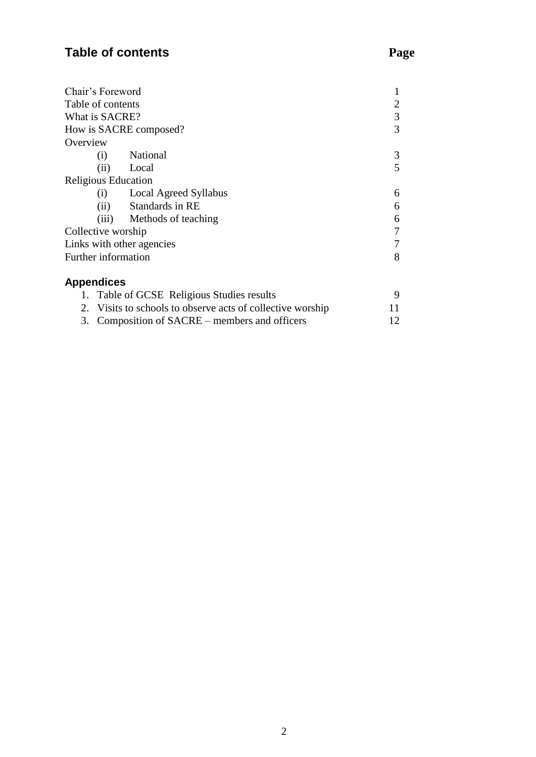## Table of contents

| | Page |
|---|---|
| Chair's Foreword | 1 |
| Table of contents | 2 |
| What is SACRE? | 3 |
| How is SACRE composed? | 3 |
| Overview | |
| (i) National | 3 |
| (ii) Local | 5 |
| Religious Education | |
| (i) Local Agreed Syllabus | 6 |
| (ii) Standards in RE | 6 |
| (iii) Methods of teaching | 6 |
| Collective worship | 7 |
| Links with other agencies | 7 |
| Further information | 8 |

### Appendices

| | |
|---|---|
| 1. Table of GCSE Religious Studies results | 9 |
| 2. Visits to schools to observe acts of collective worship | 11 |
| 3. Composition of SACRE – members and officers | 12 |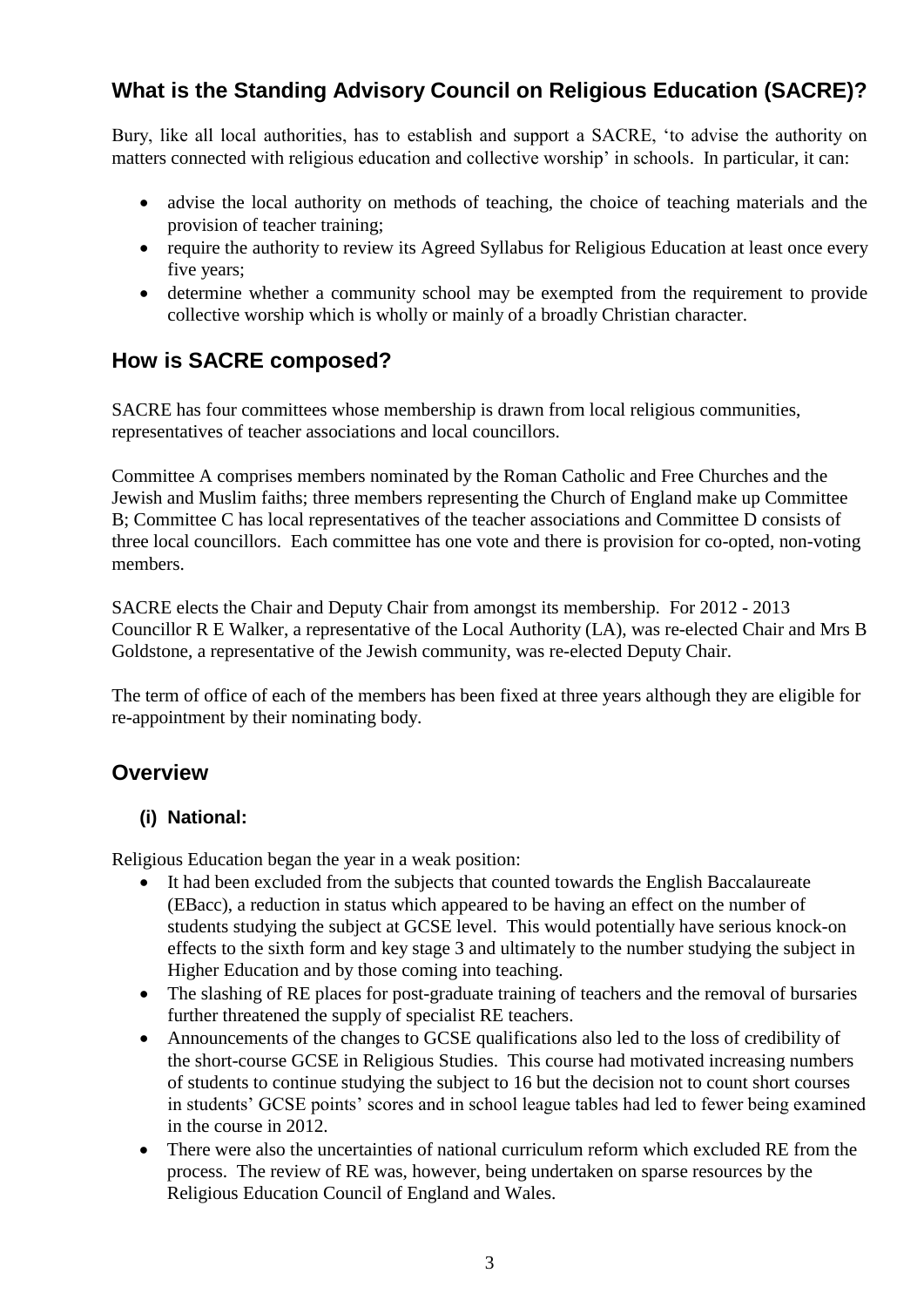## What is the Standing Advisory Council on Religious Education (SACRE)?

Bury, like all local authorities, has to establish and support a SACRE, 'to advise the authority on matters connected with religious education and collective worship' in schools. In particular, it can:

- advise the local authority on methods of teaching, the choice of teaching materials and the provision of teacher training;
- require the authority to review its Agreed Syllabus for Religious Education at least once every five years;
- determine whether a community school may be exempted from the requirement to provide collective worship which is wholly or mainly of a broadly Christian character.

## How is SACRE composed?

SACRE has four committees whose membership is drawn from local religious communities, representatives of teacher associations and local councillors.

Committee A comprises members nominated by the Roman Catholic and Free Churches and the Jewish and Muslim faiths; three members representing the Church of England make up Committee B; Committee C has local representatives of the teacher associations and Committee D consists of three local councillors. Each committee has one vote and there is provision for co-opted, non-voting members.

SACRE elects the Chair and Deputy Chair from amongst its membership. For 2012 - 2013 Councillor R E Walker, a representative of the Local Authority (LA), was re-elected Chair and Mrs B Goldstone, a representative of the Jewish community, was re-elected Deputy Chair.

The term of office of each of the members has been fixed at three years although they are eligible for re-appointment by their nominating body.

## Overview

### (i) National:

Religious Education began the year in a weak position:

- It had been excluded from the subjects that counted towards the English Baccalaureate (EBacc), a reduction in status which appeared to be having an effect on the number of students studying the subject at GCSE level. This would potentially have serious knock-on effects to the sixth form and key stage 3 and ultimately to the number studying the subject in Higher Education and by those coming into teaching.
- The slashing of RE places for post-graduate training of teachers and the removal of bursaries further threatened the supply of specialist RE teachers.
- Announcements of the changes to GCSE qualifications also led to the loss of credibility of the short-course GCSE in Religious Studies. This course had motivated increasing numbers of students to continue studying the subject to 16 but the decision not to count short courses in students' GCSE points' scores and in school league tables had led to fewer being examined in the course in 2012.
- There were also the uncertainties of national curriculum reform which excluded RE from the process. The review of RE was, however, being undertaken on sparse resources by the Religious Education Council of England and Wales.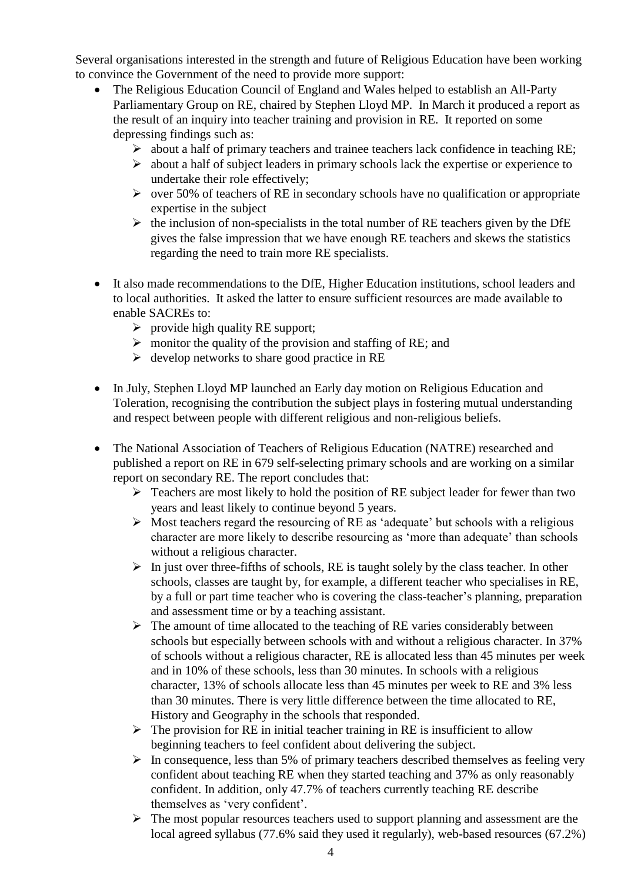Several organisations interested in the strength and future of Religious Education have been working to convince the Government of the need to provide more support:

- The Religious Education Council of England and Wales helped to establish an All-Party Parliamentary Group on RE, chaired by Stephen Lloyd MP. In March it produced a report as the result of an inquiry into teacher training and provision in RE. It reported on some depressing findings such as:
  - about a half of primary teachers and trainee teachers lack confidence in teaching RE;
  - about a half of subject leaders in primary schools lack the expertise or experience to undertake their role effectively;
  - over 50% of teachers of RE in secondary schools have no qualification or appropriate expertise in the subject
  - the inclusion of non-specialists in the total number of RE teachers given by the DfE gives the false impression that we have enough RE teachers and skews the statistics regarding the need to train more RE specialists.

- It also made recommendations to the DfE, Higher Education institutions, school leaders and to local authorities. It asked the latter to ensure sufficient resources are made available to enable SACREs to:
  - provide high quality RE support;
  - monitor the quality of the provision and staffing of RE; and
  - develop networks to share good practice in RE

- In July, Stephen Lloyd MP launched an Early day motion on Religious Education and Toleration, recognising the contribution the subject plays in fostering mutual understanding and respect between people with different religious and non-religious beliefs.

- The National Association of Teachers of Religious Education (NATRE) researched and published a report on RE in 679 self-selecting primary schools and are working on a similar report on secondary RE. The report concludes that:
  - Teachers are most likely to hold the position of RE subject leader for fewer than two years and least likely to continue beyond 5 years.
  - Most teachers regard the resourcing of RE as 'adequate' but schools with a religious character are more likely to describe resourcing as 'more than adequate' than schools without a religious character.
  - In just over three-fifths of schools, RE is taught solely by the class teacher. In other schools, classes are taught by, for example, a different teacher who specialises in RE, by a full or part time teacher who is covering the class-teacher's planning, preparation and assessment time or by a teaching assistant.
  - The amount of time allocated to the teaching of RE varies considerably between schools but especially between schools with and without a religious character. In 37% of schools without a religious character, RE is allocated less than 45 minutes per week and in 10% of these schools, less than 30 minutes. In schools with a religious character, 13% of schools allocate less than 45 minutes per week to RE and 3% less than 30 minutes. There is very little difference between the time allocated to RE, History and Geography in the schools that responded.
  - The provision for RE in initial teacher training in RE is insufficient to allow beginning teachers to feel confident about delivering the subject.
  - In consequence, less than 5% of primary teachers described themselves as feeling very confident about teaching RE when they started teaching and 37% as only reasonably confident. In addition, only 47.7% of teachers currently teaching RE describe themselves as 'very confident'.
  - The most popular resources teachers used to support planning and assessment are the local agreed syllabus (77.6% said they used it regularly), web-based resources (67.2%)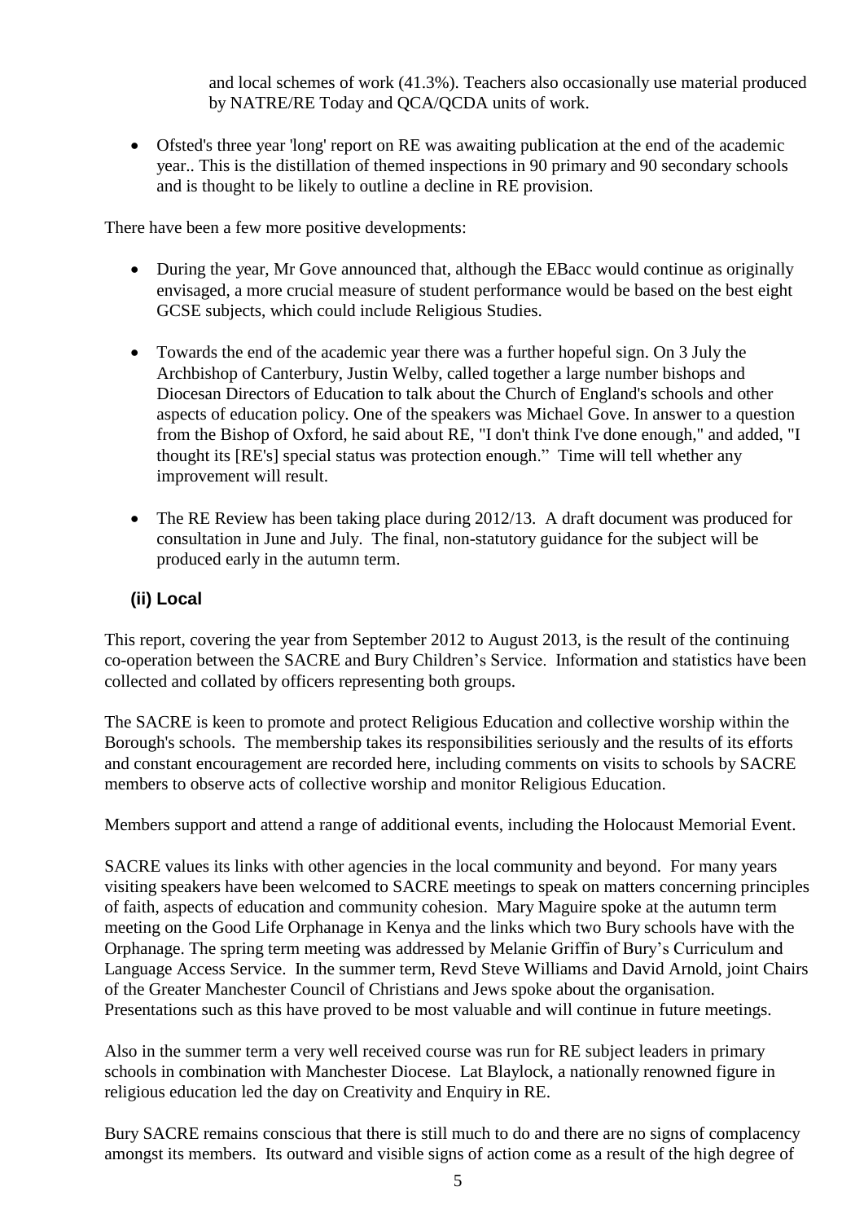and local schemes of work (41.3%). Teachers also occasionally use material produced by NATRE/RE Today and QCA/QCDA units of work.

- Ofsted's three year 'long' report on RE was awaiting publication at the end of the academic year.. This is the distillation of themed inspections in 90 primary and 90 secondary schools and is thought to be likely to outline a decline in RE provision.

There have been a few more positive developments:

- During the year, Mr Gove announced that, although the EBacc would continue as originally envisaged, a more crucial measure of student performance would be based on the best eight GCSE subjects, which could include Religious Studies.

- Towards the end of the academic year there was a further hopeful sign. On 3 July the Archbishop of Canterbury, Justin Welby, called together a large number bishops and Diocesan Directors of Education to talk about the Church of England's schools and other aspects of education policy. One of the speakers was Michael Gove. In answer to a question from the Bishop of Oxford, he said about RE, "I don't think I've done enough," and added, "I thought its [RE's] special status was protection enough." Time will tell whether any improvement will result.

- The RE Review has been taking place during 2012/13. A draft document was produced for consultation in June and July. The final, non-statutory guidance for the subject will be produced early in the autumn term.

### (ii) Local

This report, covering the year from September 2012 to August 2013, is the result of the continuing co-operation between the SACRE and Bury Children's Service. Information and statistics have been collected and collated by officers representing both groups.

The SACRE is keen to promote and protect Religious Education and collective worship within the Borough's schools. The membership takes its responsibilities seriously and the results of its efforts and constant encouragement are recorded here, including comments on visits to schools by SACRE members to observe acts of collective worship and monitor Religious Education.

Members support and attend a range of additional events, including the Holocaust Memorial Event.

SACRE values its links with other agencies in the local community and beyond. For many years visiting speakers have been welcomed to SACRE meetings to speak on matters concerning principles of faith, aspects of education and community cohesion. Mary Maguire spoke at the autumn term meeting on the Good Life Orphanage in Kenya and the links which two Bury schools have with the Orphanage. The spring term meeting was addressed by Melanie Griffin of Bury's Curriculum and Language Access Service. In the summer term, Revd Steve Williams and David Arnold, joint Chairs of the Greater Manchester Council of Christians and Jews spoke about the organisation. Presentations such as this have proved to be most valuable and will continue in future meetings.

Also in the summer term a very well received course was run for RE subject leaders in primary schools in combination with Manchester Diocese. Lat Blaylock, a nationally renowned figure in religious education led the day on Creativity and Enquiry in RE.

Bury SACRE remains conscious that there is still much to do and there are no signs of complacency amongst its members. Its outward and visible signs of action come as a result of the high degree of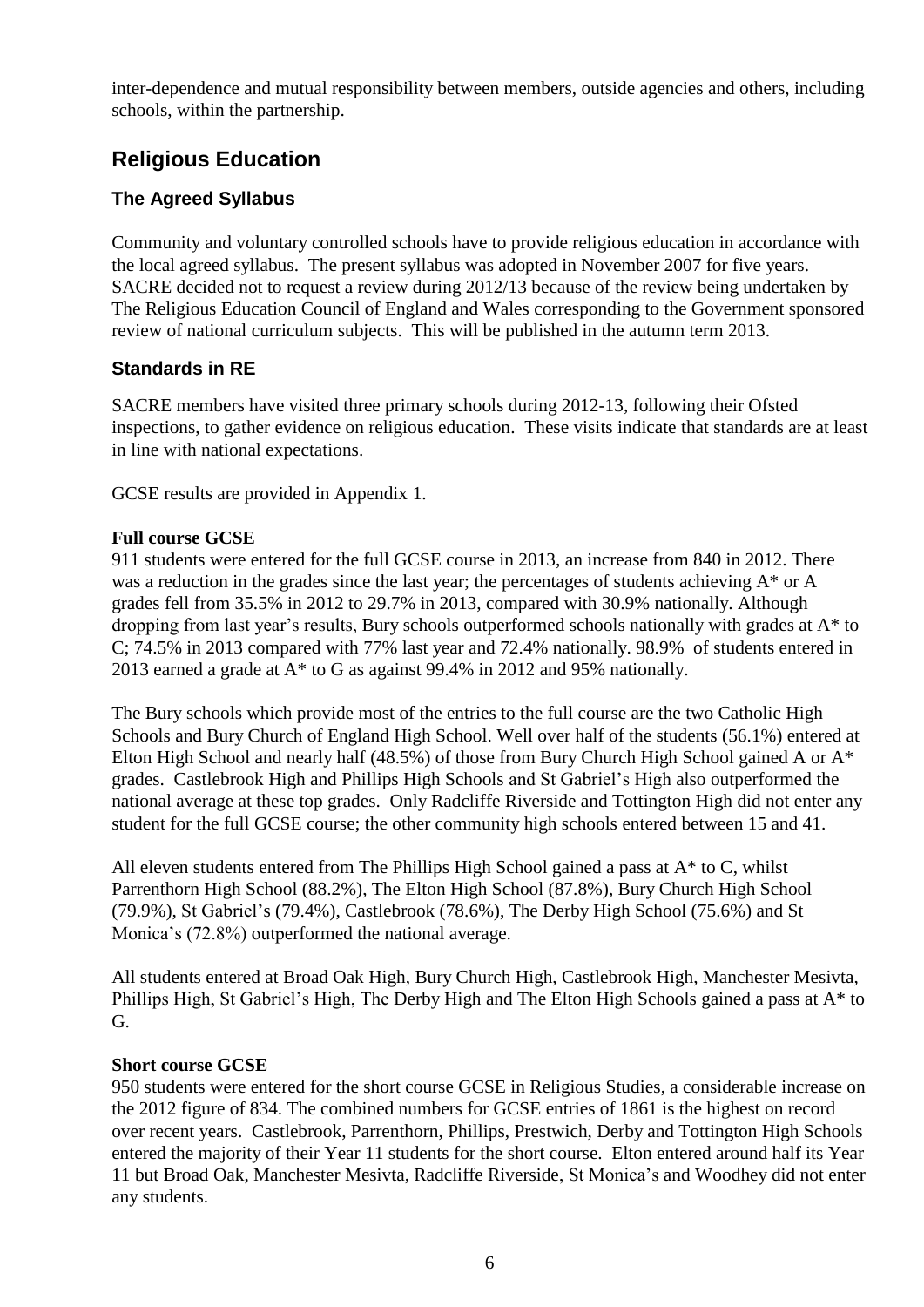inter-dependence and mutual responsibility between members, outside agencies and others, including schools, within the partnership.

## Religious Education

### The Agreed Syllabus

Community and voluntary controlled schools have to provide religious education in accordance with the local agreed syllabus. The present syllabus was adopted in November 2007 for five years. SACRE decided not to request a review during 2012/13 because of the review being undertaken by The Religious Education Council of England and Wales corresponding to the Government sponsored review of national curriculum subjects. This will be published in the autumn term 2013.

### Standards in RE

SACRE members have visited three primary schools during 2012-13, following their Ofsted inspections, to gather evidence on religious education. These visits indicate that standards are at least in line with national expectations.

GCSE results are provided in Appendix 1.

**Full course GCSE**
911 students were entered for the full GCSE course in 2013, an increase from 840 in 2012. There was a reduction in the grades since the last year; the percentages of students achieving A* or A grades fell from 35.5% in 2012 to 29.7% in 2013, compared with 30.9% nationally. Although dropping from last year's results, Bury schools outperformed schools nationally with grades at A* to C; 74.5% in 2013 compared with 77% last year and 72.4% nationally. 98.9% of students entered in 2013 earned a grade at A* to G as against 99.4% in 2012 and 95% nationally.

The Bury schools which provide most of the entries to the full course are the two Catholic High Schools and Bury Church of England High School. Well over half of the students (56.1%) entered at Elton High School and nearly half (48.5%) of those from Bury Church High School gained A or A* grades. Castlebrook High and Phillips High Schools and St Gabriel's High also outperformed the national average at these top grades. Only Radcliffe Riverside and Tottington High did not enter any student for the full GCSE course; the other community high schools entered between 15 and 41.

All eleven students entered from The Phillips High School gained a pass at A* to C, whilst Parrenthorn High School (88.2%), The Elton High School (87.8%), Bury Church High School (79.9%), St Gabriel's (79.4%), Castlebrook (78.6%), The Derby High School (75.6%) and St Monica's (72.8%) outperformed the national average.

All students entered at Broad Oak High, Bury Church High, Castlebrook High, Manchester Mesivta, Phillips High, St Gabriel's High, The Derby High and The Elton High Schools gained a pass at A* to G.

**Short course GCSE**
950 students were entered for the short course GCSE in Religious Studies, a considerable increase on the 2012 figure of 834. The combined numbers for GCSE entries of 1861 is the highest on record over recent years. Castlebrook, Parrenthorn, Phillips, Prestwich, Derby and Tottington High Schools entered the majority of their Year 11 students for the short course. Elton entered around half its Year 11 but Broad Oak, Manchester Mesivta, Radcliffe Riverside, St Monica's and Woodhey did not enter any students.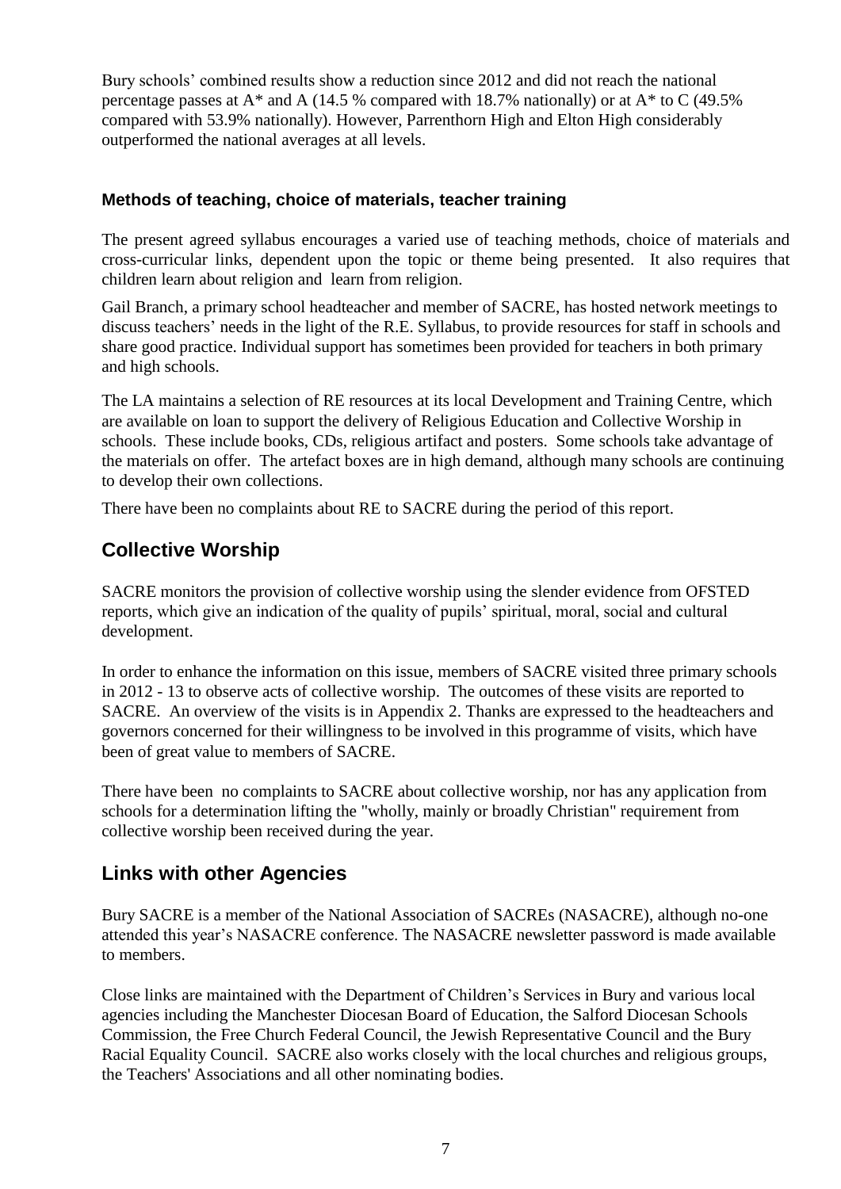Bury schools' combined results show a reduction since 2012 and did not reach the national percentage passes at A* and A (14.5 % compared with 18.7% nationally) or at A* to C (49.5% compared with 53.9% nationally). However, Parrenthorn High and Elton High considerably outperformed the national averages at all levels.

### Methods of teaching, choice of materials, teacher training

The present agreed syllabus encourages a varied use of teaching methods, choice of materials and cross-curricular links, dependent upon the topic or theme being presented. It also requires that children learn about religion and learn from religion.

Gail Branch, a primary school headteacher and member of SACRE, has hosted network meetings to discuss teachers' needs in the light of the R.E. Syllabus, to provide resources for staff in schools and share good practice. Individual support has sometimes been provided for teachers in both primary and high schools.

The LA maintains a selection of RE resources at its local Development and Training Centre, which are available on loan to support the delivery of Religious Education and Collective Worship in schools. These include books, CDs, religious artifact and posters. Some schools take advantage of the materials on offer. The artefact boxes are in high demand, although many schools are continuing to develop their own collections.

There have been no complaints about RE to SACRE during the period of this report.

## Collective Worship

SACRE monitors the provision of collective worship using the slender evidence from OFSTED reports, which give an indication of the quality of pupils' spiritual, moral, social and cultural development.

In order to enhance the information on this issue, members of SACRE visited three primary schools in 2012 - 13 to observe acts of collective worship. The outcomes of these visits are reported to SACRE. An overview of the visits is in Appendix 2. Thanks are expressed to the headteachers and governors concerned for their willingness to be involved in this programme of visits, which have been of great value to members of SACRE.

There have been no complaints to SACRE about collective worship, nor has any application from schools for a determination lifting the "wholly, mainly or broadly Christian" requirement from collective worship been received during the year.

## Links with other Agencies

Bury SACRE is a member of the National Association of SACREs (NASACRE), although no-one attended this year's NASACRE conference. The NASACRE newsletter password is made available to members.

Close links are maintained with the Department of Children's Services in Bury and various local agencies including the Manchester Diocesan Board of Education, the Salford Diocesan Schools Commission, the Free Church Federal Council, the Jewish Representative Council and the Bury Racial Equality Council. SACRE also works closely with the local churches and religious groups, the Teachers' Associations and all other nominating bodies.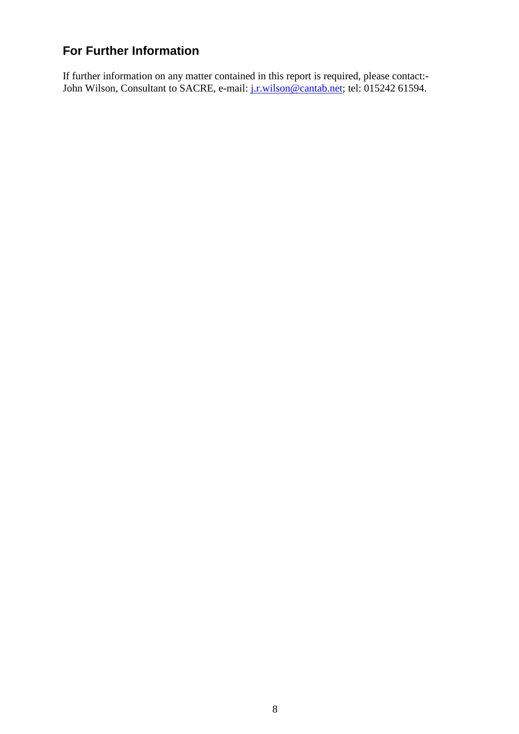## For Further Information

If further information on any matter contained in this report is required, please contact:-
John Wilson, Consultant to SACRE, e-mail: j.r.wilson@cantab.net; tel: 015242 61594.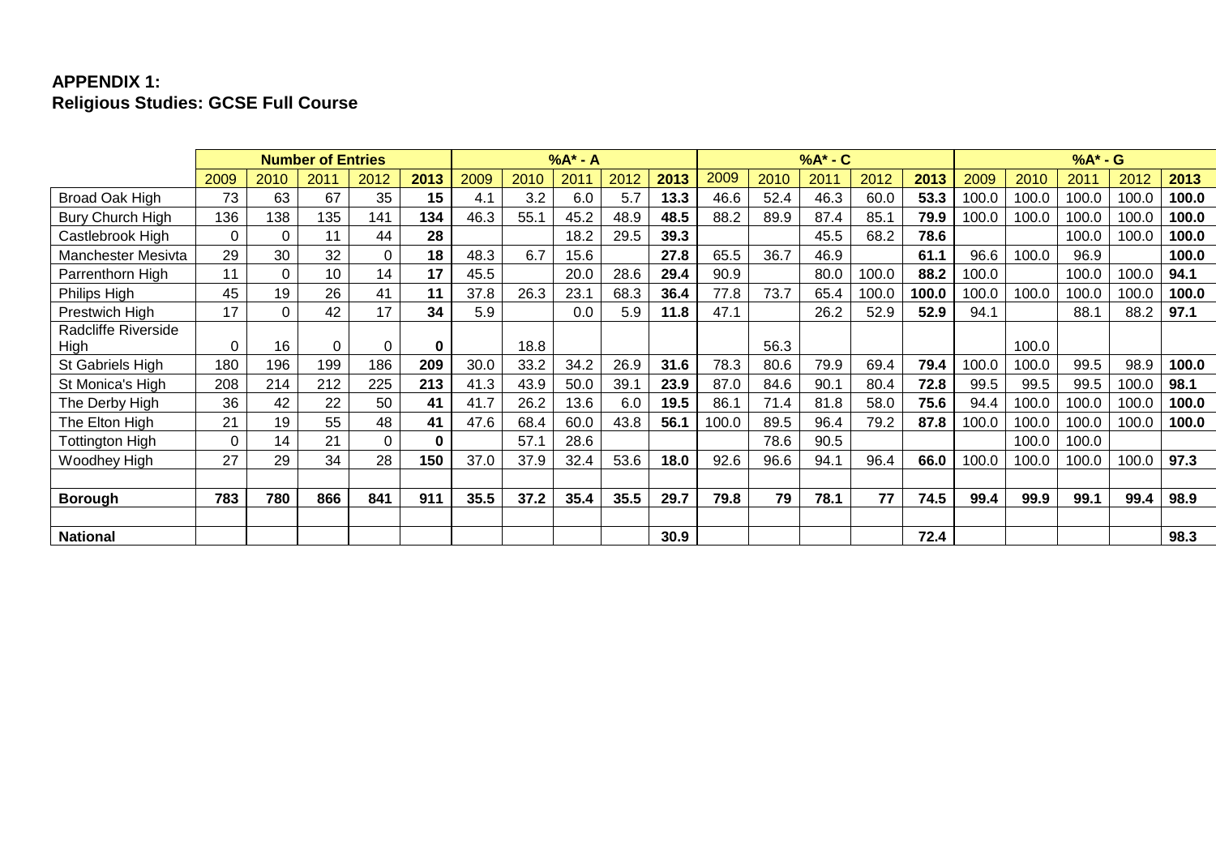**APPENDIX 1:**
**Religious Studies: GCSE Full Course**

| | Number of Entries | | | | | %A* - A | | | | | %A* - C | | | | | %A* - G | | | | |
|---|---|---|---|---|---|---|---|---|---|---|---|---|---|---|---|---|---|---|---|---|
| | 2009 | 2010 | 2011 | 2012 | **2013** | 2009 | 2010 | 2011 | 2012 | **2013** | 2009 | 2010 | 2011 | 2012 | **2013** | 2009 | 2010 | 2011 | 2012 | **2013** |
| Broad Oak High | 73 | 63 | 67 | 35 | **15** | 4.1 | 3.2 | 6.0 | 5.7 | **13.3** | 46.6 | 52.4 | 46.3 | 60.0 | **53.3** | 100.0 | 100.0 | 100.0 | 100.0 | **100.0** |
| Bury Church High | 136 | 138 | 135 | 141 | **134** | 46.3 | 55.1 | 45.2 | 48.9 | **48.5** | 88.2 | 89.9 | 87.4 | 85.1 | **79.9** | 100.0 | 100.0 | 100.0 | 100.0 | **100.0** |
| Castlebrook High | 0 | 0 | 11 | 44 | **28** | | | 18.2 | 29.5 | **39.3** | | | 45.5 | 68.2 | **78.6** | | | 100.0 | 100.0 | **100.0** |
| Manchester Mesivta | 29 | 30 | 32 | 0 | **18** | 48.3 | 6.7 | 15.6 | | **27.8** | 65.5 | 36.7 | 46.9 | | **61.1** | 96.6 | 100.0 | 96.9 | | **100.0** |
| Parrenthorn High | 11 | 0 | 10 | 14 | **17** | 45.5 | | 20.0 | 28.6 | **29.4** | 90.9 | | 80.0 | 100.0 | **88.2** | 100.0 | | 100.0 | 100.0 | **94.1** |
| Philips High | 45 | 19 | 26 | 41 | **11** | 37.8 | 26.3 | 23.1 | 68.3 | **36.4** | 77.8 | 73.7 | 65.4 | 100.0 | **100.0** | 100.0 | 100.0 | 100.0 | 100.0 | **100.0** |
| Prestwich High | 17 | 0 | 42 | 17 | **34** | 5.9 | | 0.0 | 5.9 | **11.8** | 47.1 | | 26.2 | 52.9 | **52.9** | 94.1 | | 88.1 | 88.2 | **97.1** |
| Radcliffe Riverside High | 0 | 16 | 0 | 0 | **0** | | 18.8 | | | | | 56.3 | | | | | 100.0 | | | |
| St Gabriels High | 180 | 196 | 199 | 186 | **209** | 30.0 | 33.2 | 34.2 | 26.9 | **31.6** | 78.3 | 80.6 | 79.9 | 69.4 | **79.4** | 100.0 | 100.0 | 99.5 | 98.9 | **100.0** |
| St Monica's High | 208 | 214 | 212 | 225 | **213** | 41.3 | 43.9 | 50.0 | 39.1 | **23.9** | 87.0 | 84.6 | 90.1 | 80.4 | **72.8** | 99.5 | 99.5 | 99.5 | 100.0 | **98.1** |
| The Derby High | 36 | 42 | 22 | 50 | **41** | 41.7 | 26.2 | 13.6 | 6.0 | **19.5** | 86.1 | 71.4 | 81.8 | 58.0 | **75.6** | 94.4 | 100.0 | 100.0 | 100.0 | **100.0** |
| The Elton High | 21 | 19 | 55 | 48 | **41** | 47.6 | 68.4 | 60.0 | 43.8 | **56.1** | 100.0 | 89.5 | 96.4 | 79.2 | **87.8** | 100.0 | 100.0 | 100.0 | 100.0 | **100.0** |
| Tottington High | 0 | 14 | 21 | 0 | **0** | | 57.1 | 28.6 | | | | 78.6 | 90.5 | | | | 100.0 | 100.0 | | |
| Woodhey High | 27 | 29 | 34 | 28 | **150** | 37.0 | 37.9 | 32.4 | 53.6 | **18.0** | 92.6 | 96.6 | 94.1 | 96.4 | **66.0** | 100.0 | 100.0 | 100.0 | 100.0 | **97.3** |
| | | | | | | | | | | | | | | | | | | | | |
| **Borough** | **783** | **780** | **866** | **841** | **911** | **35.5** | **37.2** | **35.4** | **35.5** | **29.7** | **79.8** | **79** | **78.1** | **77** | **74.5** | **99.4** | **99.9** | **99.1** | **99.4** | **98.9** |
| | | | | | | | | | | | | | | | | | | | | |
| **National** | | | | | | | | | | **30.9** | | | | | **72.4** | | | | | **98.3** |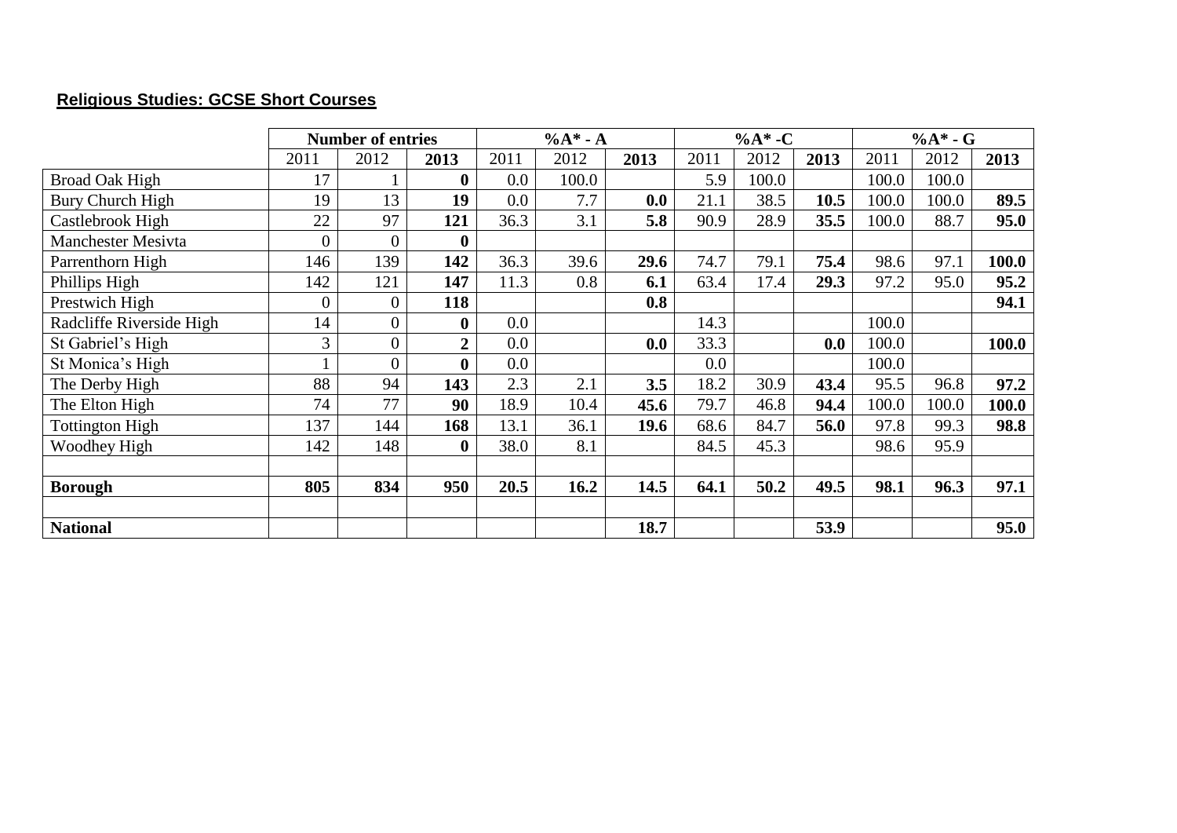## Religious Studies: GCSE Short Courses

| | Number of entries | | | %A* - A | | | %A* -C | | | %A* - G | | |
|---|---|---|---|---|---|---|---|---|---|---|---|---|
| | 2011 | 2012 | **2013** | 2011 | 2012 | **2013** | 2011 | 2012 | **2013** | 2011 | 2012 | **2013** |
| Broad Oak High | 17 | 1 | **0** | 0.0 | 100.0 | | 5.9 | 100.0 | | 100.0 | 100.0 | |
| Bury Church High | 19 | 13 | **19** | 0.0 | 7.7 | **0.0** | 21.1 | 38.5 | **10.5** | 100.0 | 100.0 | **89.5** |
| Castlebrook High | 22 | 97 | **121** | 36.3 | 3.1 | **5.8** | 90.9 | 28.9 | **35.5** | 100.0 | 88.7 | **95.0** |
| Manchester Mesivta | 0 | 0 | **0** | | | | | | | | | |
| Parrenthorn High | 146 | 139 | **142** | 36.3 | 39.6 | **29.6** | 74.7 | 79.1 | **75.4** | 98.6 | 97.1 | **100.0** |
| Phillips High | 142 | 121 | **147** | 11.3 | 0.8 | **6.1** | 63.4 | 17.4 | **29.3** | 97.2 | 95.0 | **95.2** |
| Prestwich High | 0 | 0 | **118** | | | **0.8** | | | | | | **94.1** |
| Radcliffe Riverside High | 14 | 0 | **0** | 0.0 | | | 14.3 | | | 100.0 | | |
| St Gabriel's High | 3 | 0 | **2** | 0.0 | | **0.0** | 33.3 | | **0.0** | 100.0 | | **100.0** |
| St Monica's High | 1 | 0 | **0** | 0.0 | | | 0.0 | | | 100.0 | | |
| The Derby High | 88 | 94 | **143** | 2.3 | 2.1 | **3.5** | 18.2 | 30.9 | **43.4** | 95.5 | 96.8 | **97.2** |
| The Elton High | 74 | 77 | **90** | 18.9 | 10.4 | **45.6** | 79.7 | 46.8 | **94.4** | 100.0 | 100.0 | **100.0** |
| Tottington High | 137 | 144 | **168** | 13.1 | 36.1 | **19.6** | 68.6 | 84.7 | **56.0** | 97.8 | 99.3 | **98.8** |
| Woodhey High | 142 | 148 | **0** | 38.0 | 8.1 | | 84.5 | 45.3 | | 98.6 | 95.9 | |
| | | | | | | | | | | | | |
| **Borough** | **805** | **834** | **950** | **20.5** | **16.2** | **14.5** | **64.1** | **50.2** | **49.5** | **98.1** | **96.3** | **97.1** |
| | | | | | | | | | | | | |
| **National** | | | | | | **18.7** | | | **53.9** | | | **95.0** |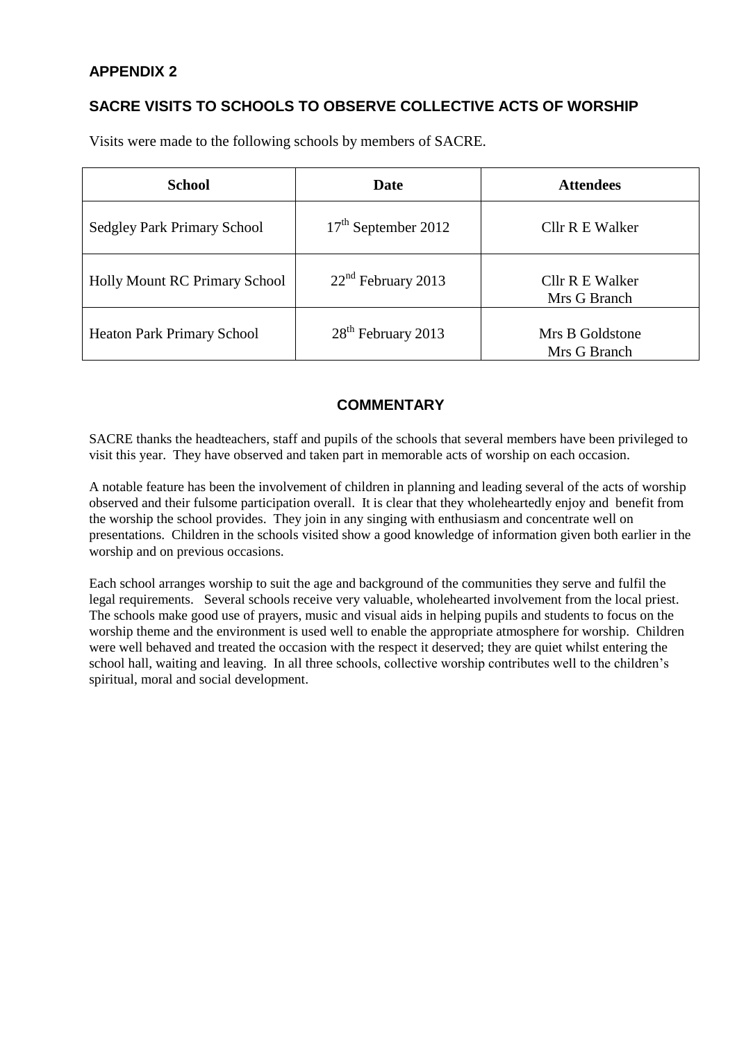## APPENDIX 2

## SACRE VISITS TO SCHOOLS TO OBSERVE COLLECTIVE ACTS OF WORSHIP

Visits were made to the following schools by members of SACRE.

| School | Date | Attendees |
|---|---|---|
| Sedgley Park Primary School | 17th September 2012 | Cllr R E Walker |
| Holly Mount RC Primary School | 22nd February 2013 | Cllr R E Walker<br>Mrs G Branch |
| Heaton Park Primary School | 28th February 2013 | Mrs B Goldstone<br>Mrs G Branch |

### COMMENTARY

SACRE thanks the headteachers, staff and pupils of the schools that several members have been privileged to visit this year. They have observed and taken part in memorable acts of worship on each occasion.

A notable feature has been the involvement of children in planning and leading several of the acts of worship observed and their fulsome participation overall. It is clear that they wholeheartedly enjoy and benefit from the worship the school provides. They join in any singing with enthusiasm and concentrate well on presentations. Children in the schools visited show a good knowledge of information given both earlier in the worship and on previous occasions.

Each school arranges worship to suit the age and background of the communities they serve and fulfil the legal requirements. Several schools receive very valuable, wholehearted involvement from the local priest. The schools make good use of prayers, music and visual aids in helping pupils and students to focus on the worship theme and the environment is used well to enable the appropriate atmosphere for worship. Children were well behaved and treated the occasion with the respect it deserved; they are quiet whilst entering the school hall, waiting and leaving. In all three schools, collective worship contributes well to the children's spiritual, moral and social development.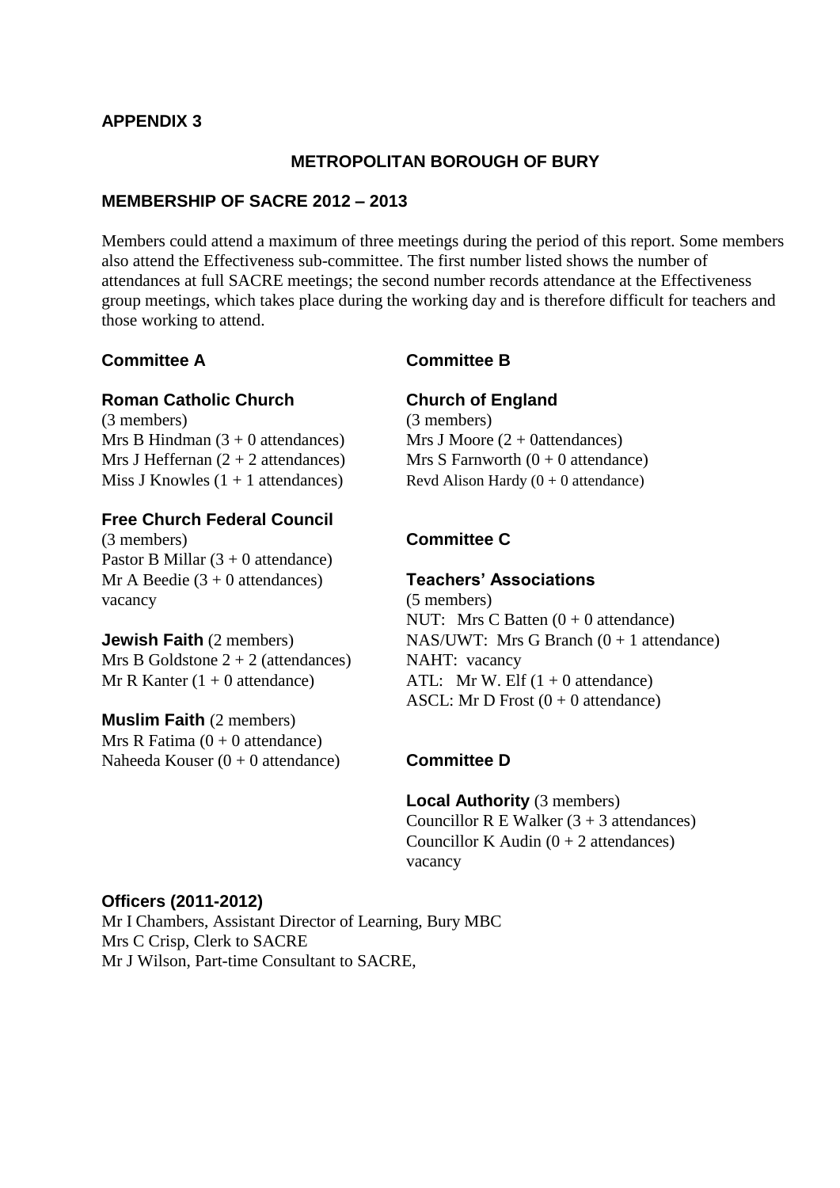**APPENDIX 3**

## METROPOLITAN BOROUGH OF BURY

### MEMBERSHIP OF SACRE 2012 – 2013

Members could attend a maximum of three meetings during the period of this report. Some members also attend the Effectiveness sub-committee. The first number listed shows the number of attendances at full SACRE meetings; the second number records attendance at the Effectiveness group meetings, which takes place during the working day and is therefore difficult for teachers and those working to attend.

### Committee A

**Roman Catholic Church**
(3 members)
Mrs B Hindman (3 + 0 attendances)
Mrs J Heffernan (2 + 2 attendances)
Miss J Knowles (1 + 1 attendances)

**Free Church Federal Council**
(3 members)
Pastor B Millar (3 + 0 attendance)
Mr A Beedie (3 + 0 attendances)
vacancy

**Jewish Faith** (2 members)
Mrs B Goldstone 2 + 2 (attendances)
Mr R Kanter (1 + 0 attendance)

**Muslim Faith** (2 members)
Mrs R Fatima (0 + 0 attendance)
Naheeda Kouser (0 + 0 attendance)

### Committee B

**Church of England**
(3 members)
Mrs J Moore (2 + 0attendances)
Mrs S Farnworth (0 + 0 attendance)
Revd Alison Hardy (0 + 0 attendance)

### Committee C

**Teachers' Associations**
(5 members)
NUT: Mrs C Batten (0 + 0 attendance)
NAS/UWT: Mrs G Branch (0 + 1 attendance)
NAHT: vacancy
ATL: Mr W. Elf (1 + 0 attendance)
ASCL: Mr D Frost (0 + 0 attendance)

### Committee D

**Local Authority** (3 members)
Councillor R E Walker (3 + 3 attendances)
Councillor K Audin (0 + 2 attendances)
vacancy

### Officers (2011-2012)

Mr I Chambers, Assistant Director of Learning, Bury MBC
Mrs C Crisp, Clerk to SACRE
Mr J Wilson, Part-time Consultant to SACRE,